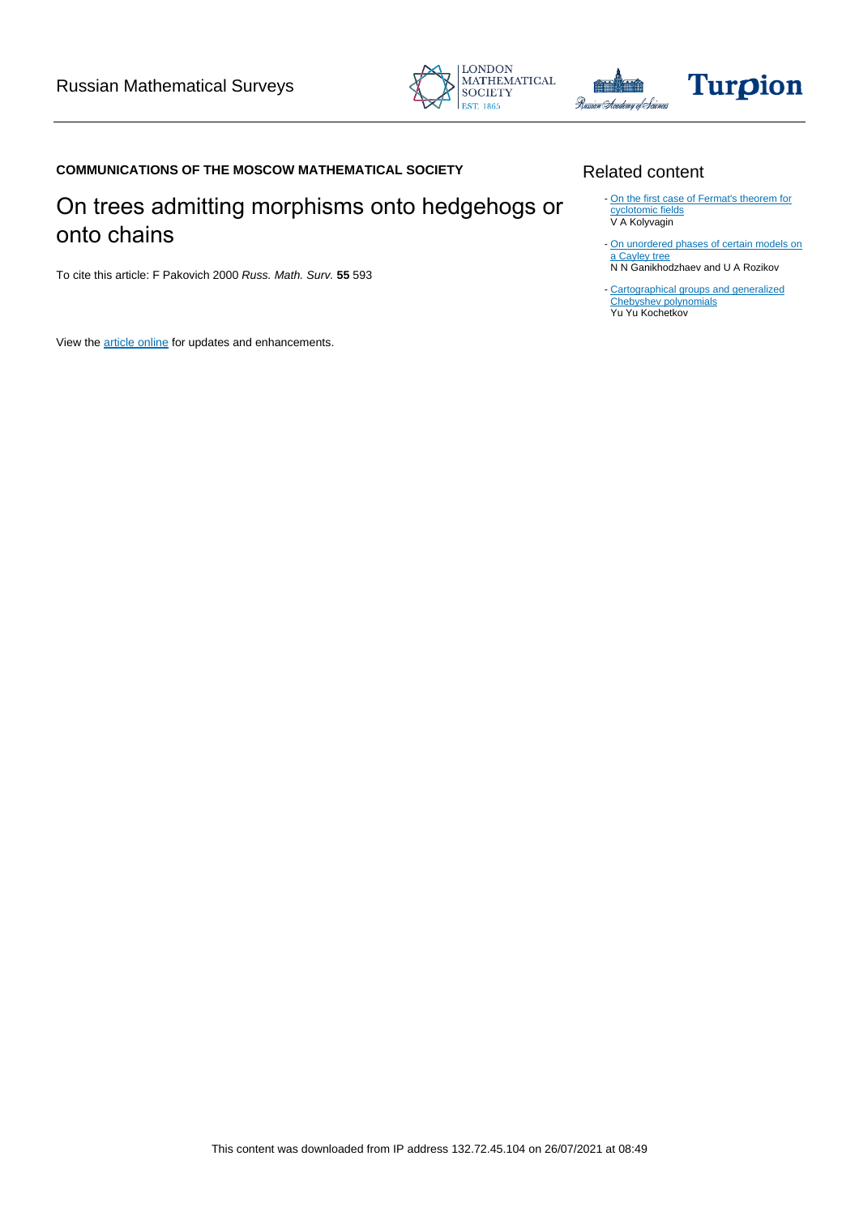Russian Mathematical Surveys

**COMMUNICATIONS OF THE MOSCOW MATHEMATICAL SOCIETY**

# On trees admitting morphisms onto hedgehogs or onto chains

To cite this article: F Pakovich 2000 *Russ. Math. Surv.* **55** 593

View the article online for updates and enhancements.

## Related content

- On the first case of Fermat's theorem for cyclotomic fields
  V A Kolyvagin
- On unordered phases of certain models on a Cayley tree
  N N Ganikhodzhaev and U A Rozikov
- Cartographical groups and generalized Chebyshev polynomials
  Yu Yu Kochetkov

This content was downloaded from IP address 132.72.45.104 on 26/07/2021 at 08:49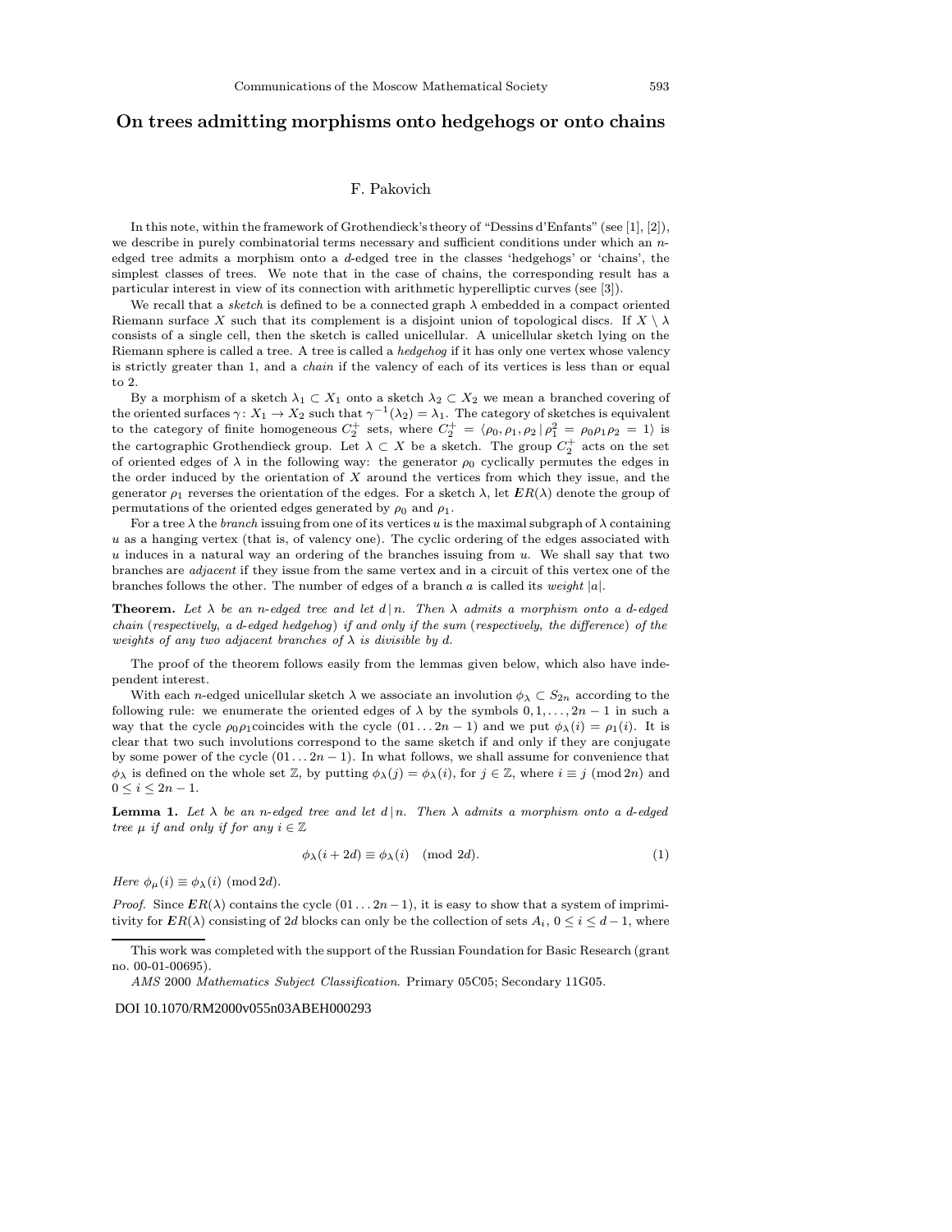# On trees admitting morphisms onto hedgehogs or onto chains

F. Pakovich

In this note, within the framework of Grothendieck's theory of "Dessins d'Enfants" (see [1], [2]), we describe in purely combinatorial terms necessary and sufficient conditions under which an $n$-edged tree admits a morphism onto a $d$-edged tree in the classes 'hedgehogs' or 'chains', the simplest classes of trees. We note that in the case of chains, the corresponding result has a particular interest in view of its connection with arithmetic hyperelliptic curves (see [3]).

We recall that a *sketch* is defined to be a connected graph $\lambda$ embedded in a compact oriented Riemann surface $X$ such that its complement is a disjoint union of topological discs. If $X \setminus \lambda$ consists of a single cell, then the sketch is called unicellular. A unicellular sketch lying on the Riemann sphere is called a tree. A tree is called a *hedgehog* if it has only one vertex whose valency is strictly greater than 1, and a *chain* if the valency of each of its vertices is less than or equal to 2.

By a morphism of a sketch $\lambda_1 \subset X_1$ onto a sketch $\lambda_2 \subset X_2$ we mean a branched covering of the oriented surfaces $\gamma\colon X_1 \to X_2$ such that $\gamma^{-1}(\lambda_2) = \lambda_1$. The category of sketches is equivalent to the category of finite homogeneous $C_2^+$ sets, where $C_2^+ = \langle \rho_0, \rho_1, \rho_2 \,|\, \rho_1^2 = \rho_0\rho_1\rho_2 = 1\rangle$ is the cartographic Grothendieck group. Let $\lambda \subset X$ be a sketch. The group $C_2^+$ acts on the set of oriented edges of $\lambda$ in the following way: the generator $\rho_0$ cyclically permutes the edges in the order induced by the orientation of $X$ around the vertices from which they issue, and the generator $\rho_1$ reverses the orientation of the edges. For a sketch $\lambda$, let $\boldsymbol{ER}(\lambda)$ denote the group of permutations of the oriented edges generated by $\rho_0$ and $\rho_1$.

For a tree $\lambda$ the *branch* issuing from one of its vertices $u$ is the maximal subgraph of $\lambda$ containing $u$ as a hanging vertex (that is, of valency one). The cyclic ordering of the edges associated with $u$ induces in a natural way an ordering of the branches issuing from $u$. We shall say that two branches are *adjacent* if they issue from the same vertex and in a circuit of this vertex one of the branches follows the other. The number of edges of a branch $a$ is called its *weight* $|a|$.

**Theorem.** *Let $\lambda$ be an $n$-edged tree and let $d \,|\, n$. Then $\lambda$ admits a morphism onto a $d$-edged chain* (*respectively, a $d$-edged hedgehog*) *if and only if the sum* (*respectively, the difference*) *of the weights of any two adjacent branches of $\lambda$ is divisible by $d$.*

The proof of the theorem follows easily from the lemmas given below, which also have independent interest.

With each $n$-edged unicellular sketch $\lambda$ we associate an involution $\phi_\lambda \subset S_{2n}$ according to the following rule: we enumerate the oriented edges of $\lambda$ by the symbols $0, 1, \dots, 2n-1$ in such a way that the cycle $\rho_0\rho_1$coincides with the cycle $(01\dots 2n-1)$ and we put $\phi_\lambda(i) = \rho_1(i)$. It is clear that two such involutions correspond to the same sketch if and only if they are conjugate by some power of the cycle $(01\dots 2n-1)$. In what follows, we shall assume for convenience that $\phi_\lambda$ is defined on the whole set $\mathbb{Z}$, by putting $\phi_\lambda(j) = \phi_\lambda(i)$, for $j \in \mathbb{Z}$, where $i \equiv j \pmod{2n}$ and $0 \le i \le 2n-1$.

**Lemma 1.** *Let $\lambda$ be an $n$-edged tree and let $d \,|\, n$. Then $\lambda$ admits a morphism onto a $d$-edged tree $\mu$ if and only if for any $i \in \mathbb{Z}$*

$$\phi_\lambda(i + 2d) \equiv \phi_\lambda(i) \pmod{2d}. \tag{1}$$

*Here $\phi_\mu(i) \equiv \phi_\lambda(i) \pmod{2d}$.*

*Proof.* Since $\boldsymbol{ER}(\lambda)$ contains the cycle $(01\dots 2n-1)$, it is easy to show that a system of imprimitivity for $\boldsymbol{ER}(\lambda)$ consisting of $2d$ blocks can only be the collection of sets $A_i$, $0 \le i \le d-1$, where

---

This work was completed with the support of the Russian Foundation for Basic Research (grant no. 00-01-00695).

*AMS* 2000 *Mathematics Subject Classification*. Primary 05C05; Secondary 11G05.

DOI 10.1070/RM2000v055n03ABEH000293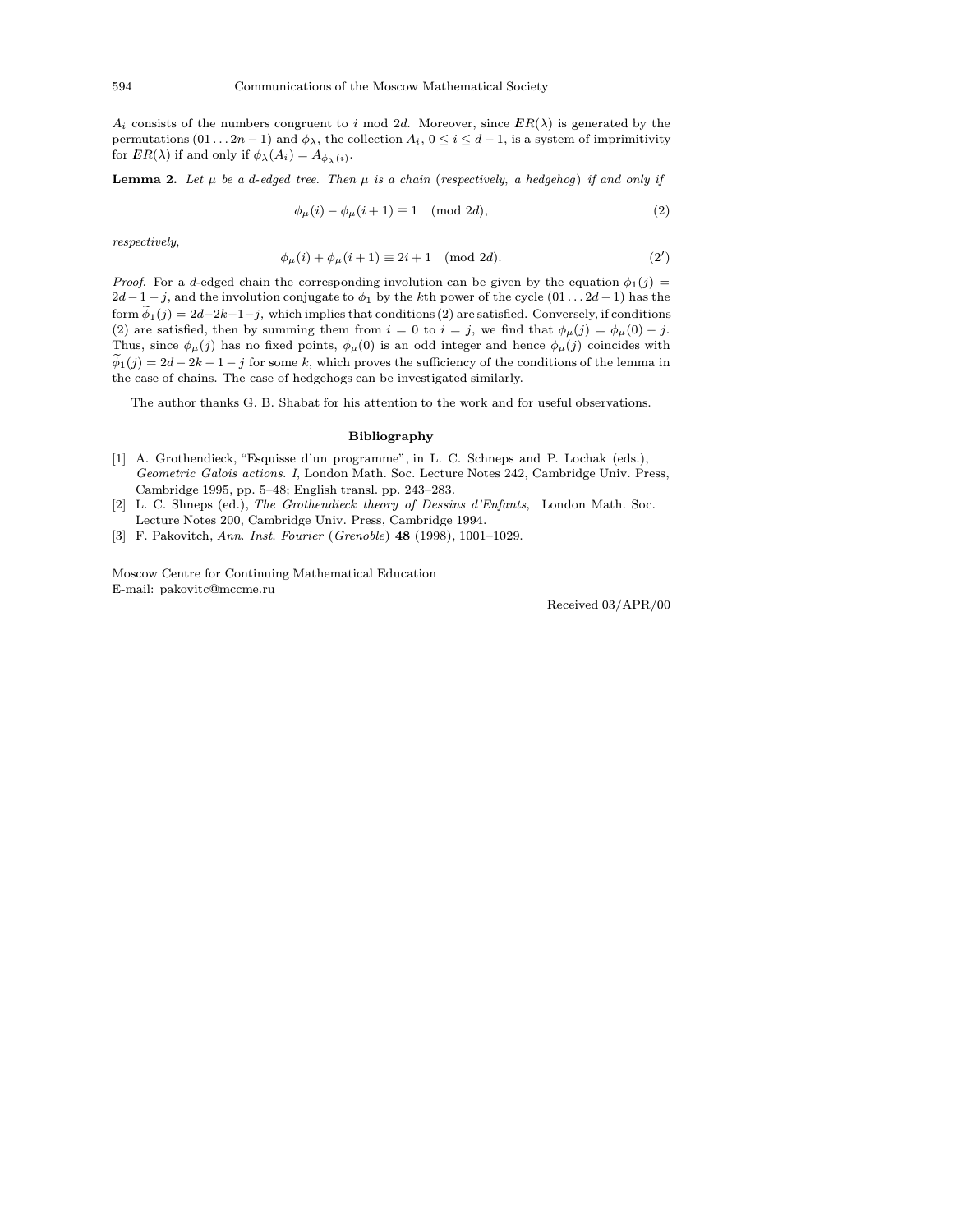$A_i$ consists of the numbers congruent to $i$ mod $2d$. Moreover, since $\boldsymbol{ER}(\lambda)$ is generated by the permutations $(01\ldots 2n-1)$ and $\phi_\lambda$, the collection $A_i$, $0 \le i \le d-1$, is a system of imprimitivity for $\boldsymbol{ER}(\lambda)$ if and only if $\phi_\lambda(A_i) = A_{\phi_\lambda(i)}$.

**Lemma 2.** *Let $\mu$ be a $d$-edged tree. Then $\mu$ is a chain* (*respectively, a hedgehog*) *if and only if*

$$\phi_\mu(i) - \phi_\mu(i+1) \equiv 1 \pmod{2d}, \tag{2}$$

*respectively*,

$$\phi_\mu(i) + \phi_\mu(i+1) \equiv 2i+1 \pmod{2d}. \tag{2'}$$

*Proof.* For a $d$-edged chain the corresponding involution can be given by the equation $\phi_1(j) = 2d-1-j$, and the involution conjugate to $\phi_1$ by the $k$th power of the cycle $(01\ldots 2d-1)$ has the form $\widetilde{\phi}_1(j) = 2d-2k-1-j$, which implies that conditions (2) are satisfied. Conversely, if conditions (2) are satisfied, then by summing them from $i=0$ to $i=j$, we find that $\phi_\mu(j) = \phi_\mu(0) - j$. Thus, since $\phi_\mu(j)$ has no fixed points, $\phi_\mu(0)$ is an odd integer and hence $\phi_\mu(j)$ coincides with $\widetilde{\phi}_1(j) = 2d-2k-1-j$ for some $k$, which proves the sufficiency of the conditions of the lemma in the case of chains. The case of hedgehogs can be investigated similarly.

The author thanks G. B. Shabat for his attention to the work and for useful observations.

## Bibliography

[1] A. Grothendieck, "Esquisse d'un programme", in L. C. Schneps and P. Lochak (eds.), *Geometric Galois actions. I*, London Math. Soc. Lecture Notes 242, Cambridge Univ. Press, Cambridge 1995, pp. 5–48; English transl. pp. 243–283.

[2] L. C. Shneps (ed.), *The Grothendieck theory of Dessins d'Enfants*, London Math. Soc. Lecture Notes 200, Cambridge Univ. Press, Cambridge 1994.

[3] F. Pakovitch, *Ann. Inst. Fourier* (*Grenoble*) **48** (1998), 1001–1029.

Moscow Centre for Continuing Mathematical Education
E-mail: pakovitc@mccme.ru

Received 03/APR/00